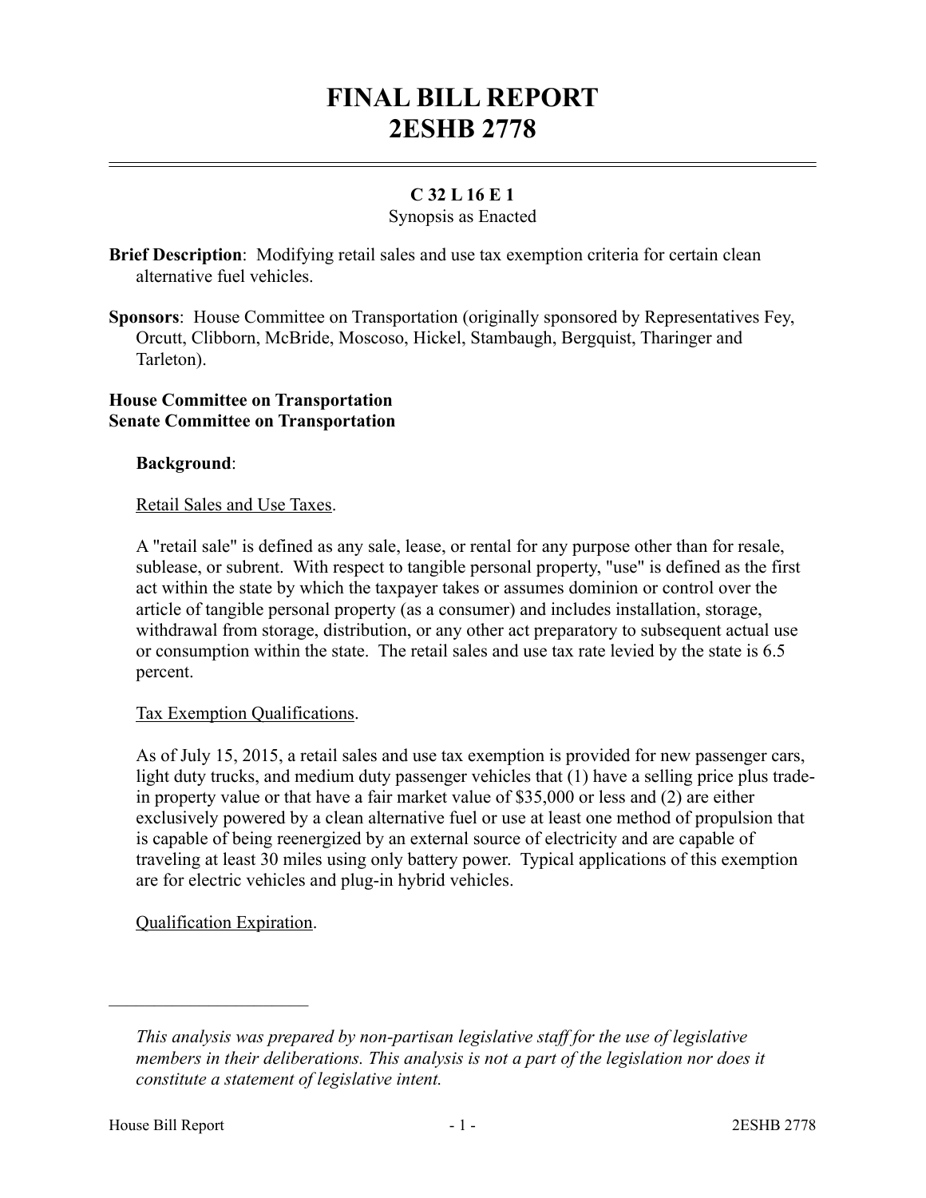# FINAL BILL REPORT
# 2ESHB 2778

**C 32 L 16 E 1**

Synopsis as Enacted

**Brief Description**: Modifying retail sales and use tax exemption criteria for certain clean alternative fuel vehicles.

**Sponsors**: House Committee on Transportation (originally sponsored by Representatives Fey, Orcutt, Clibborn, McBride, Moscoso, Hickel, Stambaugh, Bergquist, Tharinger and Tarleton).

**House Committee on Transportation**
**Senate Committee on Transportation**

**Background**:

Retail Sales and Use Taxes.

A "retail sale" is defined as any sale, lease, or rental for any purpose other than for resale, sublease, or subrent. With respect to tangible personal property, "use" is defined as the first act within the state by which the taxpayer takes or assumes dominion or control over the article of tangible personal property (as a consumer) and includes installation, storage, withdrawal from storage, distribution, or any other act preparatory to subsequent actual use or consumption within the state. The retail sales and use tax rate levied by the state is 6.5 percent.

Tax Exemption Qualifications.

As of July 15, 2015, a retail sales and use tax exemption is provided for new passenger cars, light duty trucks, and medium duty passenger vehicles that (1) have a selling price plus trade-in property value or that have a fair market value of $35,000 or less and (2) are either exclusively powered by a clean alternative fuel or use at least one method of propulsion that is capable of being reenergized by an external source of electricity and are capable of traveling at least 30 miles using only battery power. Typical applications of this exemption are for electric vehicles and plug-in hybrid vehicles.

Qualification Expiration.

---

*This analysis was prepared by non-partisan legislative staff for the use of legislative members in their deliberations. This analysis is not a part of the legislation nor does it constitute a statement of legislative intent.*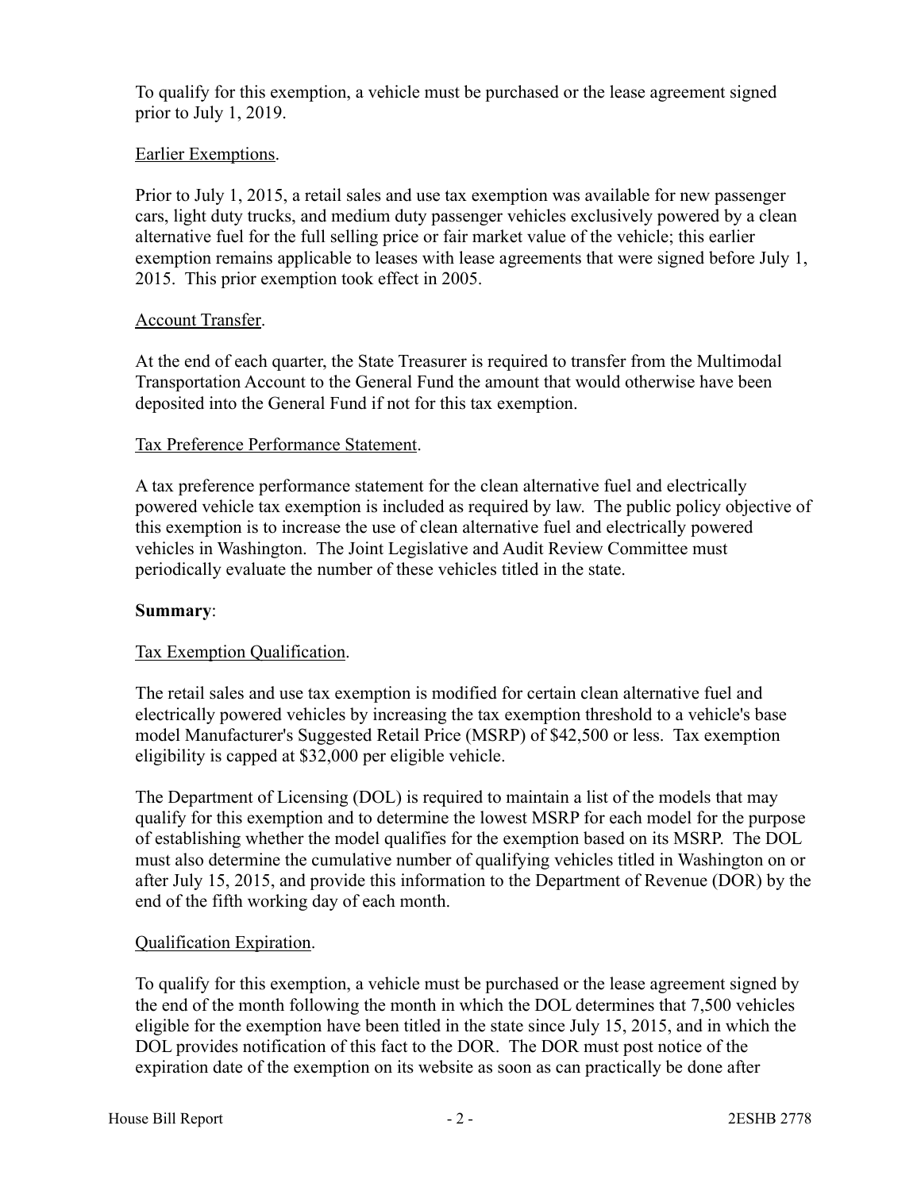To qualify for this exemption, a vehicle must be purchased or the lease agreement signed prior to July 1, 2019.

Earlier Exemptions.

Prior to July 1, 2015, a retail sales and use tax exemption was available for new passenger cars, light duty trucks, and medium duty passenger vehicles exclusively powered by a clean alternative fuel for the full selling price or fair market value of the vehicle; this earlier exemption remains applicable to leases with lease agreements that were signed before July 1, 2015. This prior exemption took effect in 2005.

Account Transfer.

At the end of each quarter, the State Treasurer is required to transfer from the Multimodal Transportation Account to the General Fund the amount that would otherwise have been deposited into the General Fund if not for this tax exemption.

Tax Preference Performance Statement.

A tax preference performance statement for the clean alternative fuel and electrically powered vehicle tax exemption is included as required by law. The public policy objective of this exemption is to increase the use of clean alternative fuel and electrically powered vehicles in Washington. The Joint Legislative and Audit Review Committee must periodically evaluate the number of these vehicles titled in the state.

**Summary**:

Tax Exemption Qualification.

The retail sales and use tax exemption is modified for certain clean alternative fuel and electrically powered vehicles by increasing the tax exemption threshold to a vehicle's base model Manufacturer's Suggested Retail Price (MSRP) of $42,500 or less. Tax exemption eligibility is capped at $32,000 per eligible vehicle.

The Department of Licensing (DOL) is required to maintain a list of the models that may qualify for this exemption and to determine the lowest MSRP for each model for the purpose of establishing whether the model qualifies for the exemption based on its MSRP. The DOL must also determine the cumulative number of qualifying vehicles titled in Washington on or after July 15, 2015, and provide this information to the Department of Revenue (DOR) by the end of the fifth working day of each month.

Qualification Expiration.

To qualify for this exemption, a vehicle must be purchased or the lease agreement signed by the end of the month following the month in which the DOL determines that 7,500 vehicles eligible for the exemption have been titled in the state since July 15, 2015, and in which the DOL provides notification of this fact to the DOR. The DOR must post notice of the expiration date of the exemption on its website as soon as can practically be done after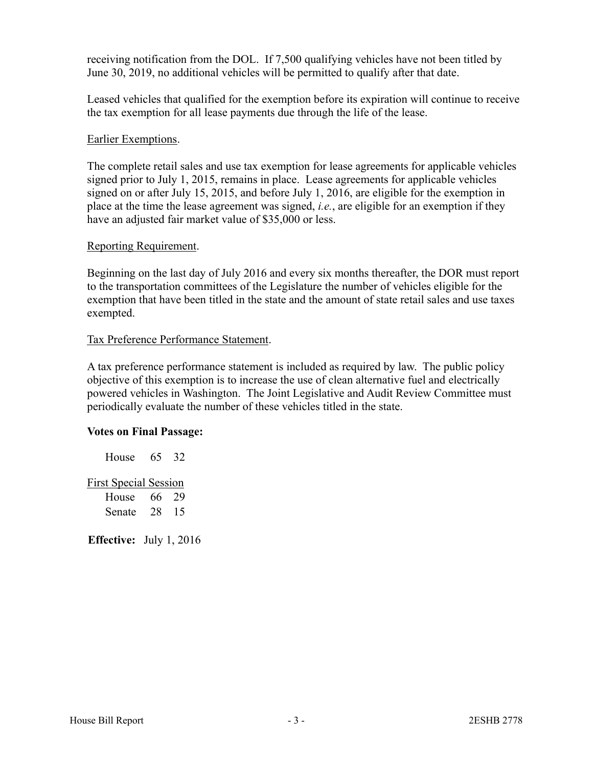receiving notification from the DOL. If 7,500 qualifying vehicles have not been titled by June 30, 2019, no additional vehicles will be permitted to qualify after that date.

Leased vehicles that qualified for the exemption before its expiration will continue to receive the tax exemption for all lease payments due through the life of the lease.

Earlier Exemptions.

The complete retail sales and use tax exemption for lease agreements for applicable vehicles signed prior to July 1, 2015, remains in place. Lease agreements for applicable vehicles signed on or after July 15, 2015, and before July 1, 2016, are eligible for the exemption in place at the time the lease agreement was signed, *i.e.*, are eligible for an exemption if they have an adjusted fair market value of $35,000 or less.

Reporting Requirement.

Beginning on the last day of July 2016 and every six months thereafter, the DOR must report to the transportation committees of the Legislature the number of vehicles eligible for the exemption that have been titled in the state and the amount of state retail sales and use taxes exempted.

Tax Preference Performance Statement.

A tax preference performance statement is included as required by law. The public policy objective of this exemption is to increase the use of clean alternative fuel and electrically powered vehicles in Washington. The Joint Legislative and Audit Review Committee must periodically evaluate the number of these vehicles titled in the state.

**Votes on Final Passage:**

| | | |
|---|---|---|
| House | 65 | 32 |

First Special Session

| | | |
|---|---|---|
| House | 66 | 29 |
| Senate | 28 | 15 |

**Effective:** July 1, 2016